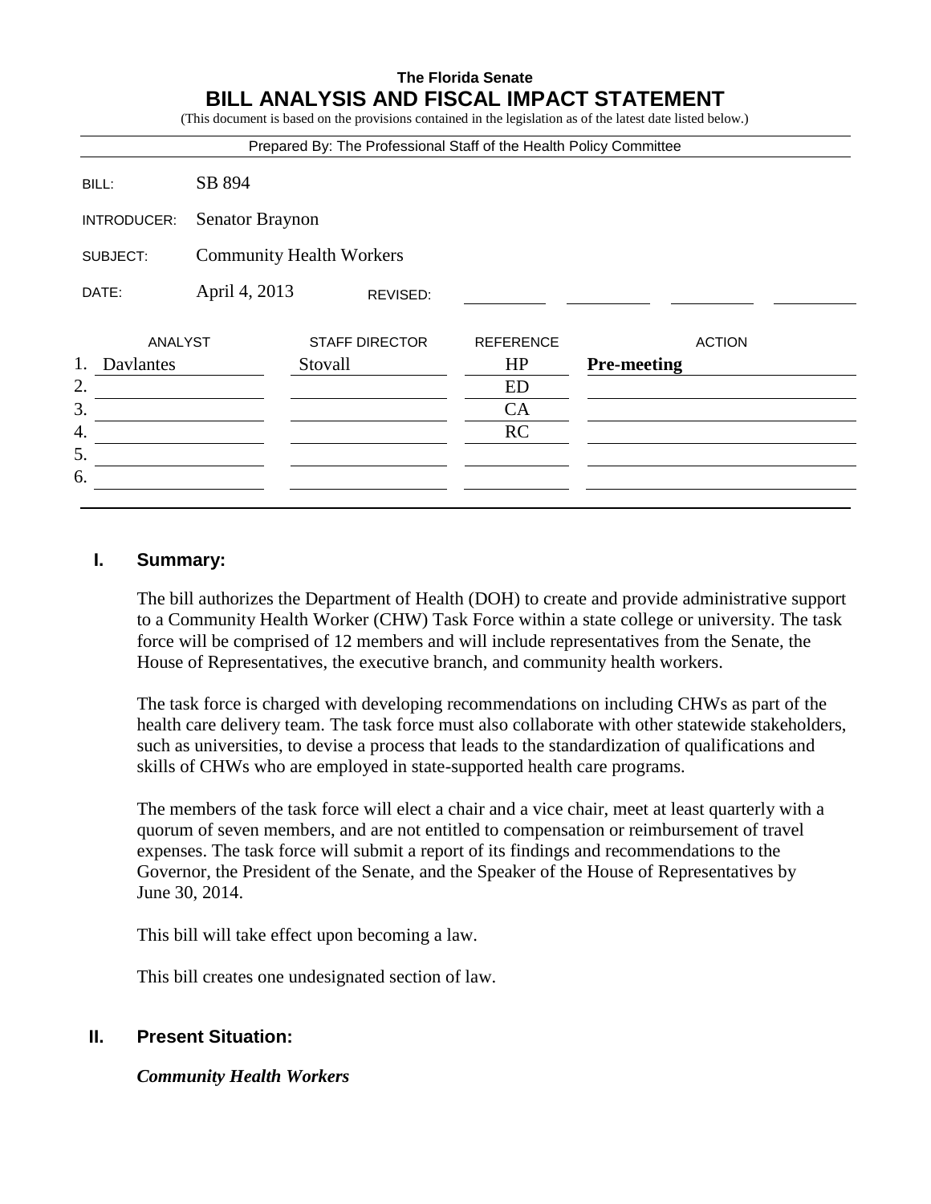**The Florida Senate**

# BILL ANALYSIS AND FISCAL IMPACT STATEMENT

(This document is based on the provisions contained in the legislation as of the latest date listed below.)

Prepared By: The Professional Staff of the Health Policy Committee

| | |
|---|---|
| BILL: | SB 894 |
| INTRODUCER: | Senator Braynon |
| SUBJECT: | Community Health Workers |
| DATE: | April 4, 2013 REVISED: |

| | ANALYST | STAFF DIRECTOR | REFERENCE | ACTION |
|---|---|---|---|---|
| 1. | Davlantes | Stovall | HP | **Pre-meeting** |
| 2. | | | ED | |
| 3. | | | CA | |
| 4. | | | RC | |
| 5. | | | | |
| 6. | | | | |

## I. Summary:

The bill authorizes the Department of Health (DOH) to create and provide administrative support to a Community Health Worker (CHW) Task Force within a state college or university. The task force will be comprised of 12 members and will include representatives from the Senate, the House of Representatives, the executive branch, and community health workers.

The task force is charged with developing recommendations on including CHWs as part of the health care delivery team. The task force must also collaborate with other statewide stakeholders, such as universities, to devise a process that leads to the standardization of qualifications and skills of CHWs who are employed in state-supported health care programs.

The members of the task force will elect a chair and a vice chair, meet at least quarterly with a quorum of seven members, and are not entitled to compensation or reimbursement of travel expenses. The task force will submit a report of its findings and recommendations to the Governor, the President of the Senate, and the Speaker of the House of Representatives by June 30, 2014.

This bill will take effect upon becoming a law.

This bill creates one undesignated section of law.

## II. Present Situation:

### *Community Health Workers*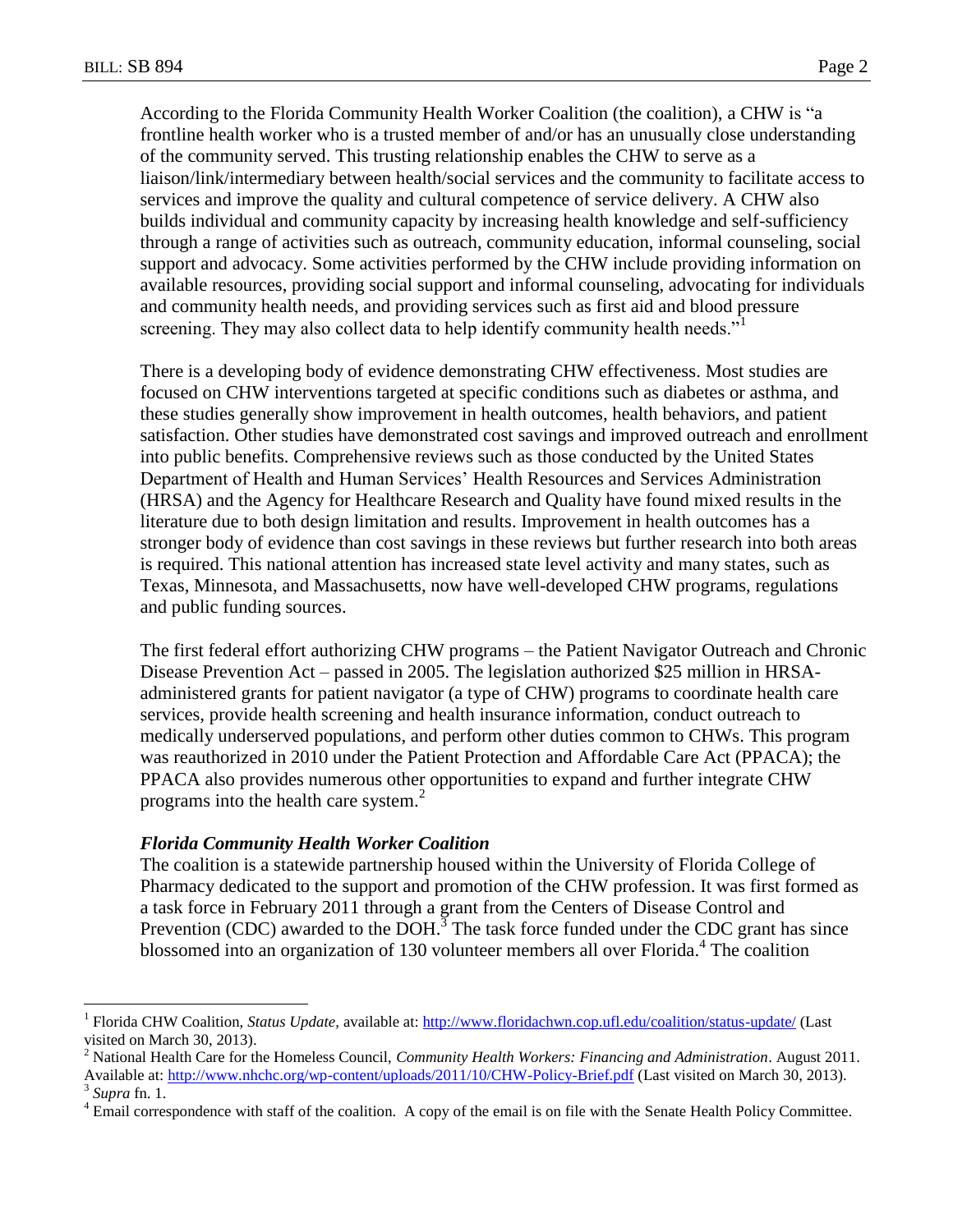According to the Florida Community Health Worker Coalition (the coalition), a CHW is "a frontline health worker who is a trusted member of and/or has an unusually close understanding of the community served. This trusting relationship enables the CHW to serve as a liaison/link/intermediary between health/social services and the community to facilitate access to services and improve the quality and cultural competence of service delivery. A CHW also builds individual and community capacity by increasing health knowledge and self-sufficiency through a range of activities such as outreach, community education, informal counseling, social support and advocacy. Some activities performed by the CHW include providing information on available resources, providing social support and informal counseling, advocating for individuals and community health needs, and providing services such as first aid and blood pressure screening. They may also collect data to help identify community health needs."[1]

There is a developing body of evidence demonstrating CHW effectiveness. Most studies are focused on CHW interventions targeted at specific conditions such as diabetes or asthma, and these studies generally show improvement in health outcomes, health behaviors, and patient satisfaction. Other studies have demonstrated cost savings and improved outreach and enrollment into public benefits. Comprehensive reviews such as those conducted by the United States Department of Health and Human Services' Health Resources and Services Administration (HRSA) and the Agency for Healthcare Research and Quality have found mixed results in the literature due to both design limitation and results. Improvement in health outcomes has a stronger body of evidence than cost savings in these reviews but further research into both areas is required. This national attention has increased state level activity and many states, such as Texas, Minnesota, and Massachusetts, now have well-developed CHW programs, regulations and public funding sources.

The first federal effort authorizing CHW programs – the Patient Navigator Outreach and Chronic Disease Prevention Act – passed in 2005. The legislation authorized $25 million in HRSA-administered grants for patient navigator (a type of CHW) programs to coordinate health care services, provide health screening and health insurance information, conduct outreach to medically underserved populations, and perform other duties common to CHWs. This program was reauthorized in 2010 under the Patient Protection and Affordable Care Act (PPACA); the PPACA also provides numerous other opportunities to expand and further integrate CHW programs into the health care system.[2]

***Florida Community Health Worker Coalition***

The coalition is a statewide partnership housed within the University of Florida College of Pharmacy dedicated to the support and promotion of the CHW profession. It was first formed as a task force in February 2011 through a grant from the Centers of Disease Control and Prevention (CDC) awarded to the DOH.[3] The task force funded under the CDC grant has since blossomed into an organization of 130 volunteer members all over Florida.[4] The coalition

---

[1] Florida CHW Coalition, *Status Update*, available at: http://www.floridachwn.cop.ufl.edu/coalition/status-update/ (Last visited on March 30, 2013).

[2] National Health Care for the Homeless Council, *Community Health Workers: Financing and Administration*. August 2011. Available at: http://www.nhchc.org/wp-content/uploads/2011/10/CHW-Policy-Brief.pdf (Last visited on March 30, 2013).

[3] *Supra* fn. 1.

[4] Email correspondence with staff of the coalition. A copy of the email is on file with the Senate Health Policy Committee.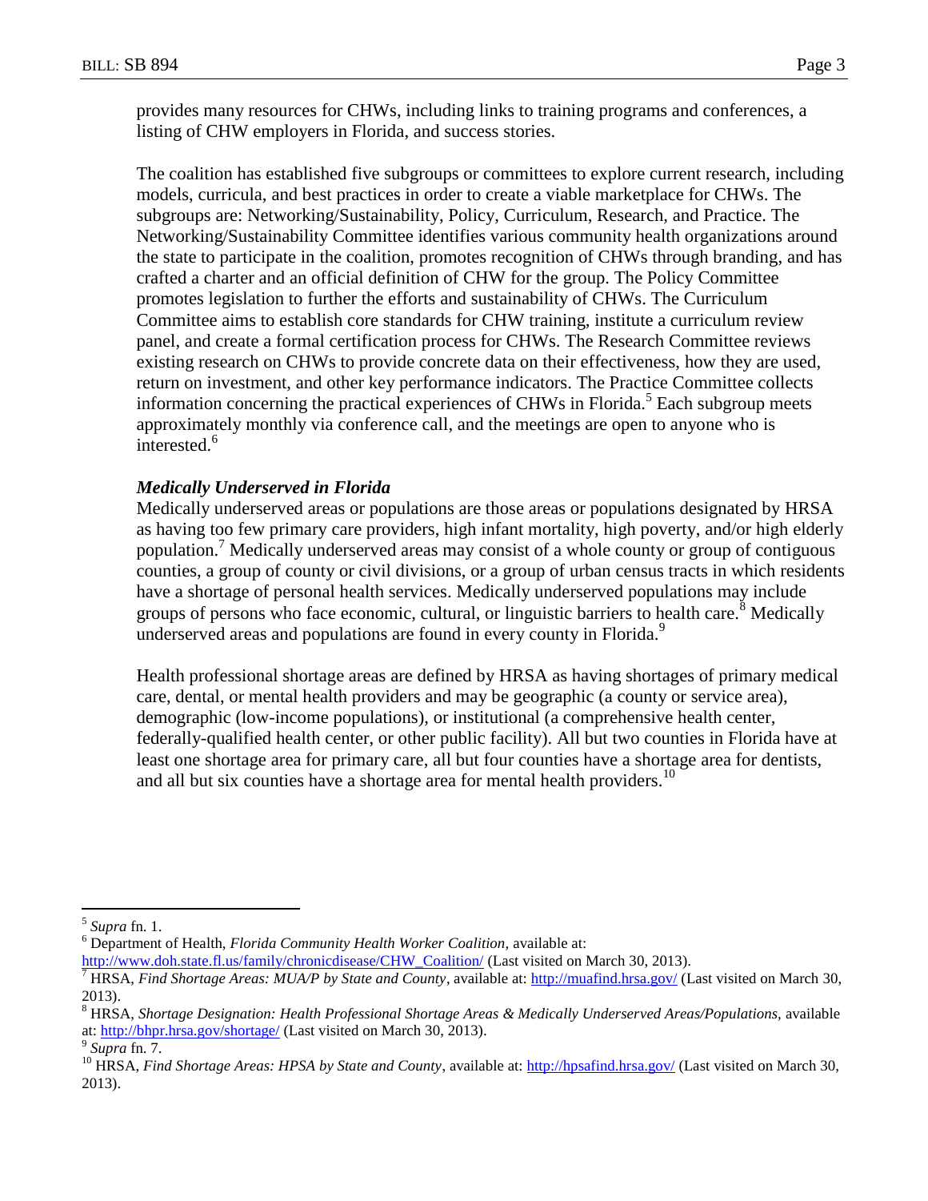provides many resources for CHWs, including links to training programs and conferences, a listing of CHW employers in Florida, and success stories.

The coalition has established five subgroups or committees to explore current research, including models, curricula, and best practices in order to create a viable marketplace for CHWs. The subgroups are: Networking/Sustainability, Policy, Curriculum, Research, and Practice. The Networking/Sustainability Committee identifies various community health organizations around the state to participate in the coalition, promotes recognition of CHWs through branding, and has crafted a charter and an official definition of CHW for the group. The Policy Committee promotes legislation to further the efforts and sustainability of CHWs. The Curriculum Committee aims to establish core standards for CHW training, institute a curriculum review panel, and create a formal certification process for CHWs. The Research Committee reviews existing research on CHWs to provide concrete data on their effectiveness, how they are used, return on investment, and other key performance indicators. The Practice Committee collects information concerning the practical experiences of CHWs in Florida.[5] Each subgroup meets approximately monthly via conference call, and the meetings are open to anyone who is interested.[6]

***Medically Underserved in Florida***

Medically underserved areas or populations are those areas or populations designated by HRSA as having too few primary care providers, high infant mortality, high poverty, and/or high elderly population.[7] Medically underserved areas may consist of a whole county or group of contiguous counties, a group of county or civil divisions, or a group of urban census tracts in which residents have a shortage of personal health services. Medically underserved populations may include groups of persons who face economic, cultural, or linguistic barriers to health care.[8] Medically underserved areas and populations are found in every county in Florida.[9]

Health professional shortage areas are defined by HRSA as having shortages of primary medical care, dental, or mental health providers and may be geographic (a county or service area), demographic (low-income populations), or institutional (a comprehensive health center, federally-qualified health center, or other public facility). All but two counties in Florida have at least one shortage area for primary care, all but four counties have a shortage area for dentists, and all but six counties have a shortage area for mental health providers.[10]

---

[5] *Supra* fn. 1.

[6] Department of Health, *Florida Community Health Worker Coalition*, available at: http://www.doh.state.fl.us/family/chronicdisease/CHW_Coalition/ (Last visited on March 30, 2013).

[7] HRSA, *Find Shortage Areas: MUA/P by State and County*, available at: http://muafind.hrsa.gov/ (Last visited on March 30, 2013).

[8] HRSA, *Shortage Designation: Health Professional Shortage Areas & Medically Underserved Areas/Populations*, available at: http://bhpr.hrsa.gov/shortage/ (Last visited on March 30, 2013).

[9] *Supra* fn. 7.

[10] HRSA, *Find Shortage Areas: HPSA by State and County*, available at: http://hpsafind.hrsa.gov/ (Last visited on March 30, 2013).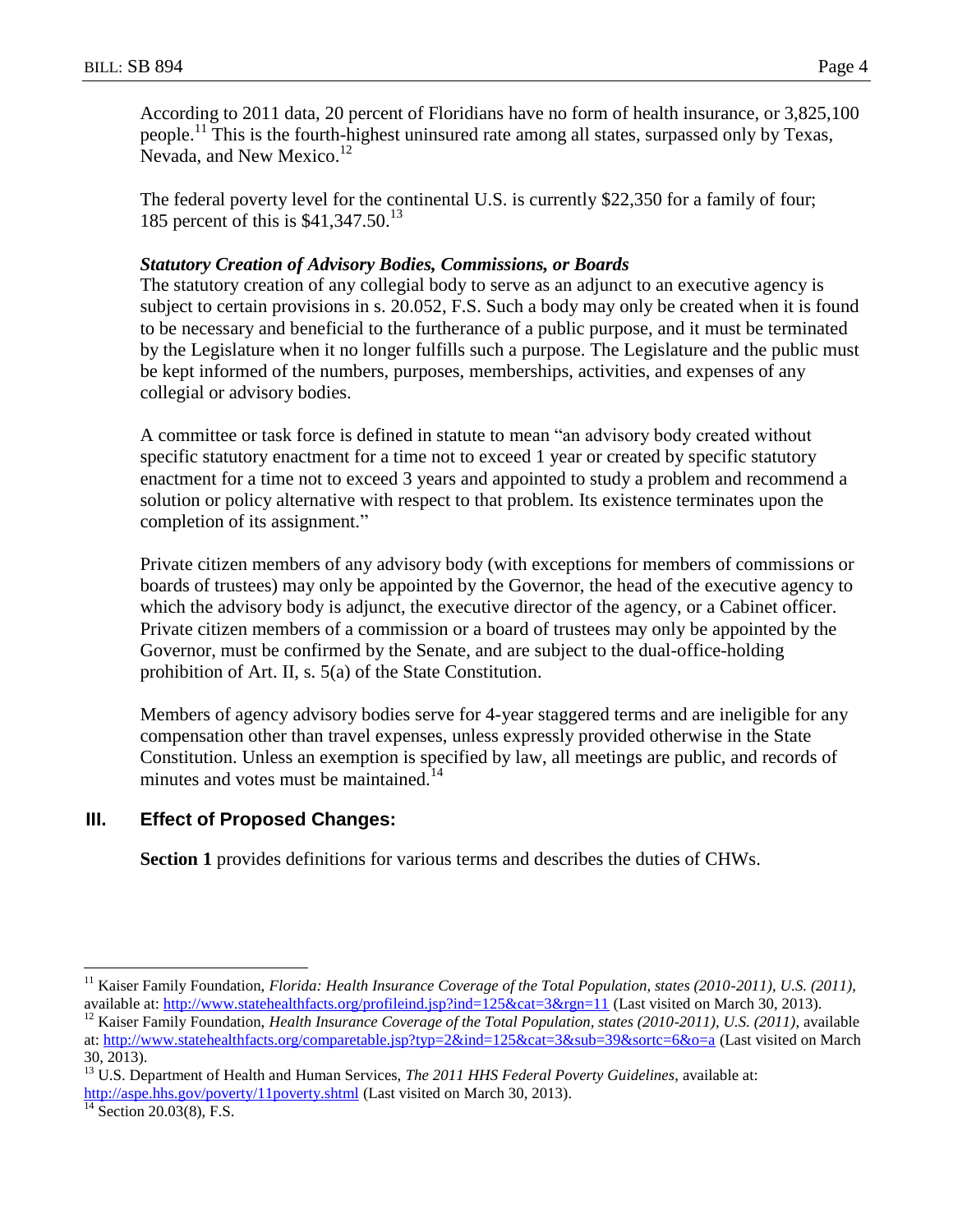According to 2011 data, 20 percent of Floridians have no form of health insurance, or 3,825,100 people.[11] This is the fourth-highest uninsured rate among all states, surpassed only by Texas, Nevada, and New Mexico.[12]

The federal poverty level for the continental U.S. is currently $22,350 for a family of four; 185 percent of this is $41,347.50.[13]

***Statutory Creation of Advisory Bodies, Commissions, or Boards***

The statutory creation of any collegial body to serve as an adjunct to an executive agency is subject to certain provisions in s. 20.052, F.S. Such a body may only be created when it is found to be necessary and beneficial to the furtherance of a public purpose, and it must be terminated by the Legislature when it no longer fulfills such a purpose. The Legislature and the public must be kept informed of the numbers, purposes, memberships, activities, and expenses of any collegial or advisory bodies.

A committee or task force is defined in statute to mean "an advisory body created without specific statutory enactment for a time not to exceed 1 year or created by specific statutory enactment for a time not to exceed 3 years and appointed to study a problem and recommend a solution or policy alternative with respect to that problem. Its existence terminates upon the completion of its assignment."

Private citizen members of any advisory body (with exceptions for members of commissions or boards of trustees) may only be appointed by the Governor, the head of the executive agency to which the advisory body is adjunct, the executive director of the agency, or a Cabinet officer. Private citizen members of a commission or a board of trustees may only be appointed by the Governor, must be confirmed by the Senate, and are subject to the dual-office-holding prohibition of Art. II, s. 5(a) of the State Constitution.

Members of agency advisory bodies serve for 4-year staggered terms and are ineligible for any compensation other than travel expenses, unless expressly provided otherwise in the State Constitution. Unless an exemption is specified by law, all meetings are public, and records of minutes and votes must be maintained.[14]

## III. Effect of Proposed Changes:

**Section 1** provides definitions for various terms and describes the duties of CHWs.

---

[11] Kaiser Family Foundation, *Florida: Health Insurance Coverage of the Total Population, states (2010-2011), U.S. (2011)*, available at: http://www.statehealthfacts.org/profileind.jsp?ind=125&cat=3&rgn=11 (Last visited on March 30, 2013).

[12] Kaiser Family Foundation, *Health Insurance Coverage of the Total Population, states (2010-2011), U.S. (2011)*, available at: http://www.statehealthfacts.org/comparetable.jsp?typ=2&ind=125&cat=3&sub=39&sortc=6&o=a (Last visited on March 30, 2013).

[13] U.S. Department of Health and Human Services, *The 2011 HHS Federal Poverty Guidelines*, available at: http://aspe.hhs.gov/poverty/11poverty.shtml (Last visited on March 30, 2013).

[14] Section 20.03(8), F.S.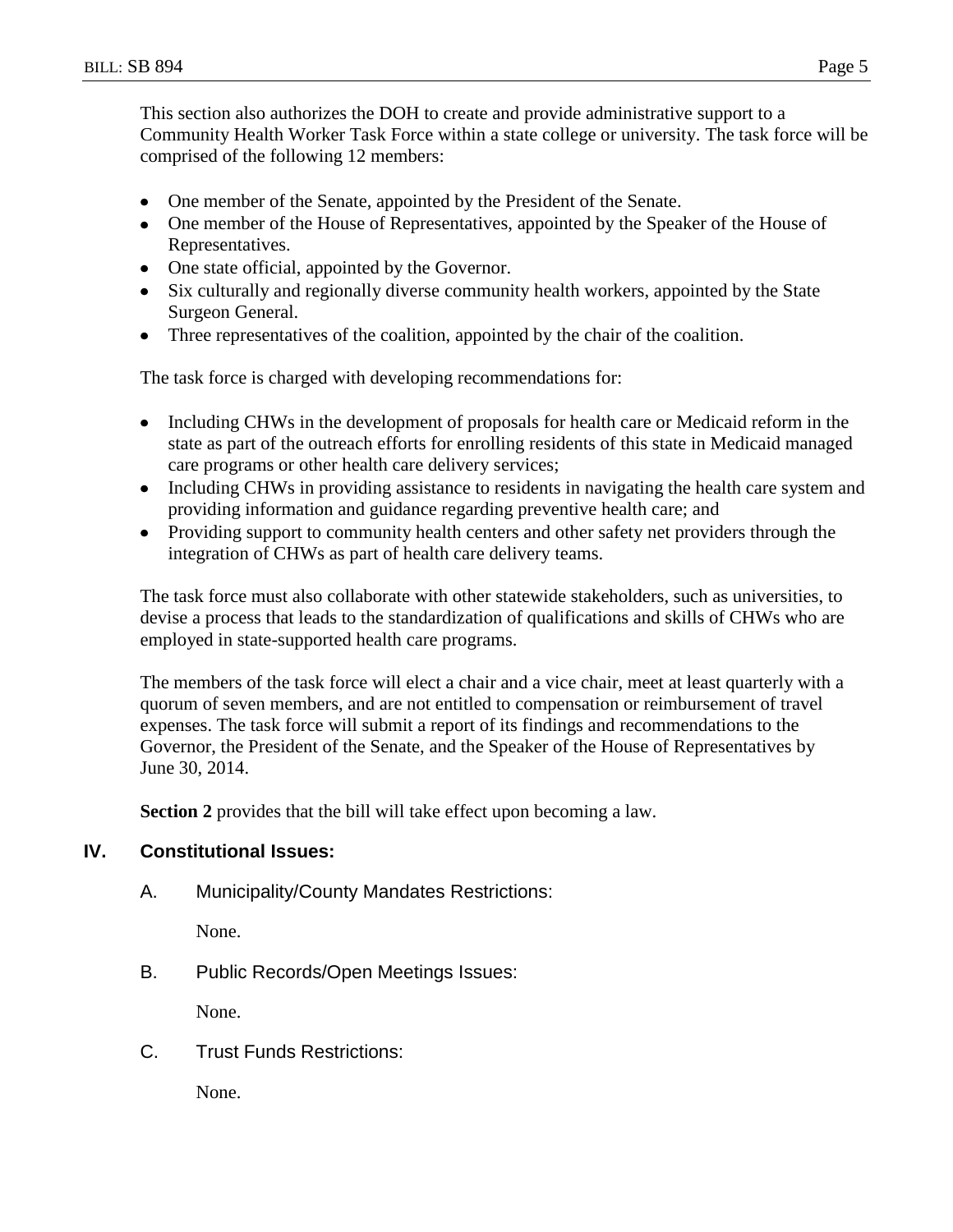This section also authorizes the DOH to create and provide administrative support to a Community Health Worker Task Force within a state college or university. The task force will be comprised of the following 12 members:

- One member of the Senate, appointed by the President of the Senate.
- One member of the House of Representatives, appointed by the Speaker of the House of Representatives.
- One state official, appointed by the Governor.
- Six culturally and regionally diverse community health workers, appointed by the State Surgeon General.
- Three representatives of the coalition, appointed by the chair of the coalition.

The task force is charged with developing recommendations for:

- Including CHWs in the development of proposals for health care or Medicaid reform in the state as part of the outreach efforts for enrolling residents of this state in Medicaid managed care programs or other health care delivery services;
- Including CHWs in providing assistance to residents in navigating the health care system and providing information and guidance regarding preventive health care; and
- Providing support to community health centers and other safety net providers through the integration of CHWs as part of health care delivery teams.

The task force must also collaborate with other statewide stakeholders, such as universities, to devise a process that leads to the standardization of qualifications and skills of CHWs who are employed in state-supported health care programs.

The members of the task force will elect a chair and a vice chair, meet at least quarterly with a quorum of seven members, and are not entitled to compensation or reimbursement of travel expenses. The task force will submit a report of its findings and recommendations to the Governor, the President of the Senate, and the Speaker of the House of Representatives by June 30, 2014.

**Section 2** provides that the bill will take effect upon becoming a law.

## IV. Constitutional Issues:

### A. Municipality/County Mandates Restrictions:

None.

### B. Public Records/Open Meetings Issues:

None.

### C. Trust Funds Restrictions:

None.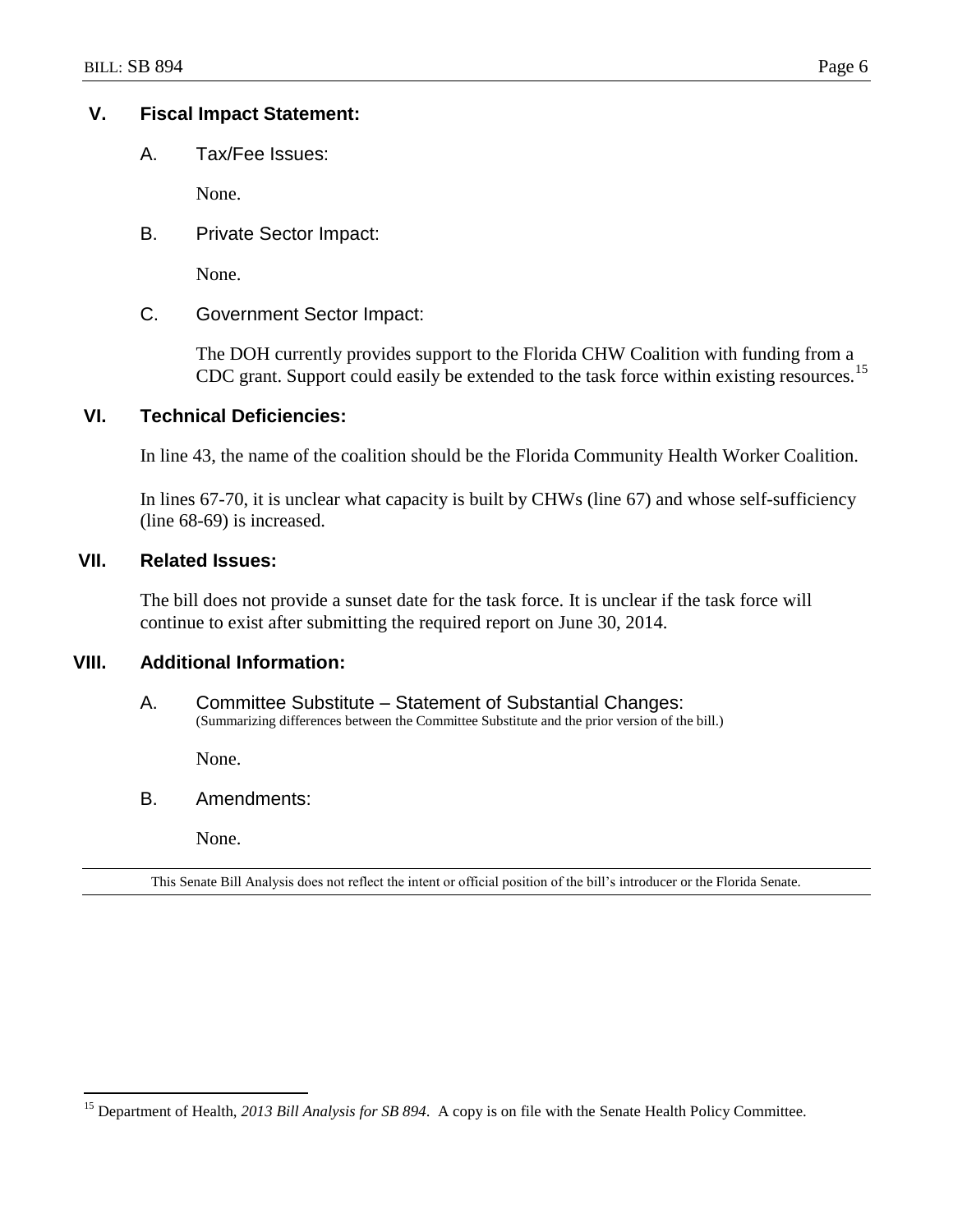## V. Fiscal Impact Statement:

### A. Tax/Fee Issues:

None.

### B. Private Sector Impact:

None.

### C. Government Sector Impact:

The DOH currently provides support to the Florida CHW Coalition with funding from a CDC grant. Support could easily be extended to the task force within existing resources.[15]

## VI. Technical Deficiencies:

In line 43, the name of the coalition should be the Florida Community Health Worker Coalition.

In lines 67-70, it is unclear what capacity is built by CHWs (line 67) and whose self-sufficiency (line 68-69) is increased.

## VII. Related Issues:

The bill does not provide a sunset date for the task force. It is unclear if the task force will continue to exist after submitting the required report on June 30, 2014.

## VIII. Additional Information:

### A. Committee Substitute – Statement of Substantial Changes:

(Summarizing differences between the Committee Substitute and the prior version of the bill.)

None.

### B. Amendments:

None.

---

This Senate Bill Analysis does not reflect the intent or official position of the bill's introducer or the Florida Senate.

---

[15] Department of Health, *2013 Bill Analysis for SB 894*. A copy is on file with the Senate Health Policy Committee.